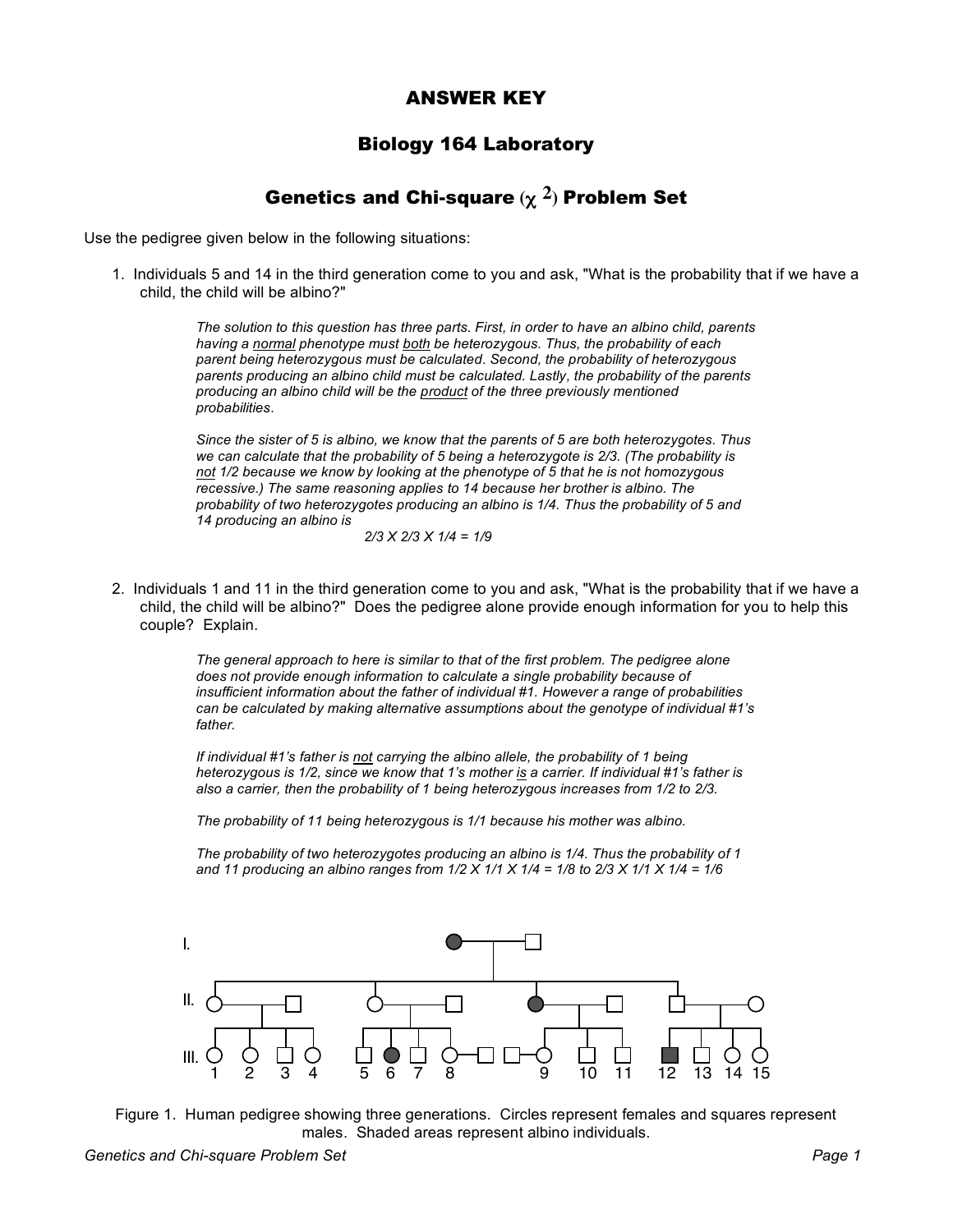# ANSWER KEY

## Biology 164 Laboratory

## Genetics and Chi-square ($\chi^2$) Problem Set

Use the pedigree given below in the following situations:

1. Individuals 5 and 14 in the third generation come to you and ask, "What is the probability that if we have a child, the child will be albino?"

   *The solution to this question has three parts. First, in order to have an albino child, parents having a normal phenotype must both be heterozygous. Thus, the probability of each parent being heterozygous must be calculated. Second, the probability of heterozygous parents producing an albino child must be calculated. Lastly, the probability of the parents producing an albino child will be the product of the three previously mentioned probabilities.*

   *Since the sister of 5 is albino, we know that the parents of 5 are both heterozygotes. Thus we can calculate that the probability of 5 being a heterozygote is 2/3. (The probability is not 1/2 because we know by looking at the phenotype of 5 that he is not homozygous recessive.) The same reasoning applies to 14 because her brother is albino. The probability of two heterozygotes producing an albino is 1/4. Thus the probability of 5 and 14 producing an albino is*

   $$2/3 \times 2/3 \times 1/4 = 1/9$$

2. Individuals 1 and 11 in the third generation come to you and ask, "What is the probability that if we have a child, the child will be albino?" Does the pedigree alone provide enough information for you to help this couple? Explain.

   *The general approach to here is similar to that of the first problem. The pedigree alone does not provide enough information to calculate a single probability because of insufficient information about the father of individual #1. However a range of probabilities can be calculated by making alternative assumptions about the genotype of individual #1's father.*

   *If individual #1's father is not carrying the albino allele, the probability of 1 being heterozygous is 1/2, since we know that 1's mother is a carrier. If individual #1's father is also a carrier, then the probability of 1 being heterozygous increases from 1/2 to 2/3.*

   *The probability of 11 being heterozygous is 1/1 because his mother was albino.*

   *The probability of two heterozygotes producing an albino is 1/4. Thus the probability of 1 and 11 producing an albino ranges from $1/2 \times 1/1 \times 1/4 = 1/8$ to $2/3 \times 1/1 \times 1/4 = 1/6$*

Figure 1. Human pedigree showing three generations. Circles represent females and squares represent males. Shaded areas represent albino individuals.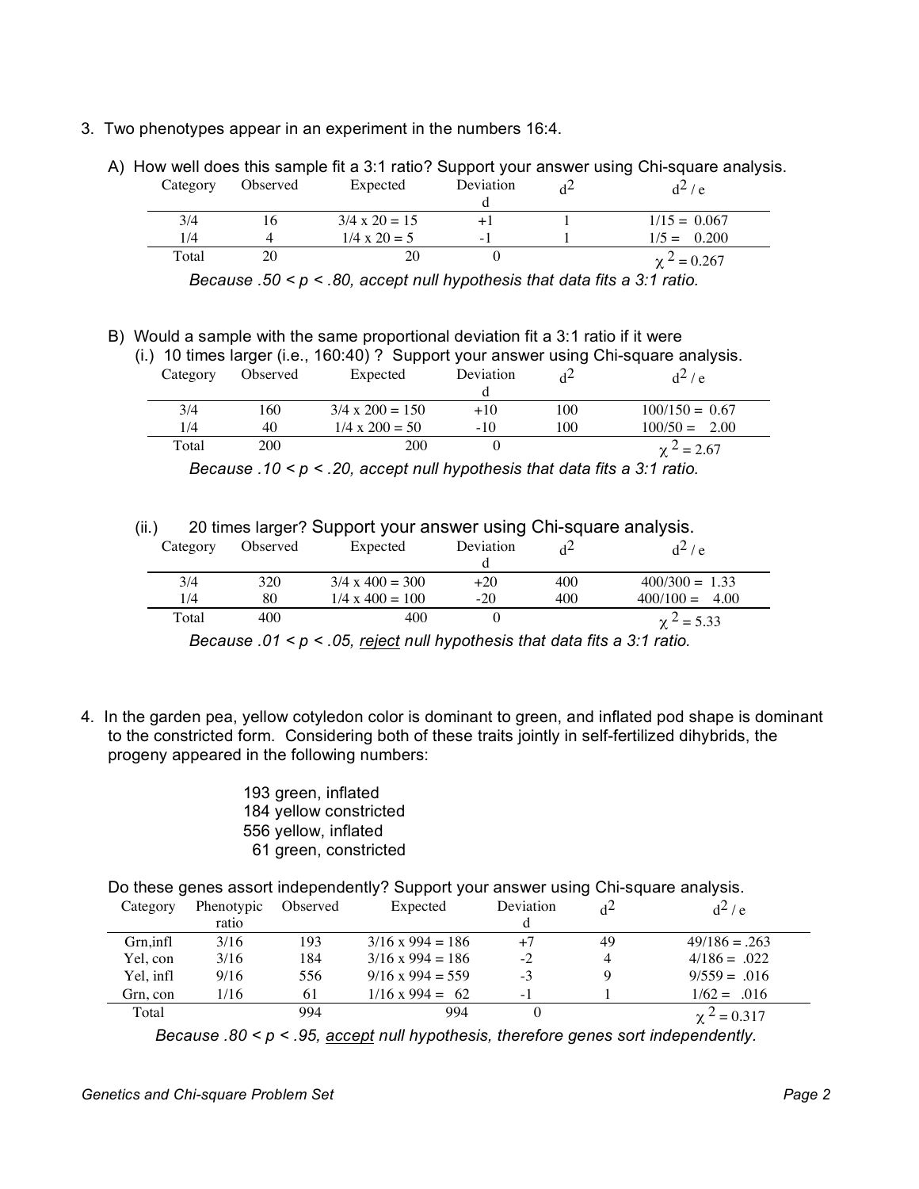3. Two phenotypes appear in an experiment in the numbers 16:4.

   A) How well does this sample fit a 3:1 ratio? Support your answer using Chi-square analysis.

| Category | Observed | Expected | Deviation d | $d^2$ | $d^2 / e$ |
|---|---|---|---|---|---|
| 3/4 | 16 | 3/4 x 20 = 15 | +1 | 1 | 1/15 = 0.067 |
| 1/4 | 4 | 1/4 x 20 = 5 | -1 | 1 | 1/5 = 0.200 |
| Total | 20 | 20 | 0 | | $\chi^2 = 0.267$ |

*Because .50 < p < .80, accept null hypothesis that data fits a 3:1 ratio.*

   B) Would a sample with the same proportional deviation fit a 3:1 ratio if it were

   (i.) 10 times larger (i.e., 160:40) ? Support your answer using Chi-square analysis.

| Category | Observed | Expected | Deviation d | $d^2$ | $d^2 / e$ |
|---|---|---|---|---|---|
| 3/4 | 160 | 3/4 x 200 = 150 | +10 | 100 | 100/150 = 0.67 |
| 1/4 | 40 | 1/4 x 200 = 50 | -10 | 100 | 100/50 = 2.00 |
| Total | 200 | 200 | 0 | | $\chi^2 = 2.67$ |

*Because .10 < p < .20, accept null hypothesis that data fits a 3:1 ratio.*

   (ii.) 20 times larger? Support your answer using Chi-square analysis.

| Category | Observed | Expected | Deviation d | $d^2$ | $d^2 / e$ |
|---|---|---|---|---|---|
| 3/4 | 320 | 3/4 x 400 = 300 | +20 | 400 | 400/300 = 1.33 |
| 1/4 | 80 | 1/4 x 400 = 100 | -20 | 400 | 400/100 = 4.00 |
| Total | 400 | 400 | 0 | | $\chi^2 = 5.33$ |

*Because .01 < p < .05, <u>reject</u> null hypothesis that data fits a 3:1 ratio.*

4. In the garden pea, yellow cotyledon color is dominant to green, and inflated pod shape is dominant to the constricted form. Considering both of these traits jointly in self-fertilized dihybrids, the progeny appeared in the following numbers:

   193 green, inflated
   184 yellow constricted
   556 yellow, inflated
   61 green, constricted

   Do these genes assort independently? Support your answer using Chi-square analysis.

| Category | Phenotypic ratio | Observed | Expected | Deviation d | $d^2$ | $d^2 / e$ |
|---|---|---|---|---|---|---|
| Grn,infl | 3/16 | 193 | 3/16 x 994 = 186 | +7 | 49 | 49/186 = .263 |
| Yel, con | 3/16 | 184 | 3/16 x 994 = 186 | -2 | 4 | 4/186 = .022 |
| Yel, infl | 9/16 | 556 | 9/16 x 994 = 559 | -3 | 9 | 9/559 = .016 |
| Grn, con | 1/16 | 61 | 1/16 x 994 = 62 | -1 | 1 | 1/62 = .016 |
| Total | | 994 | 994 | 0 | | $\chi^2 = 0.317$ |

*Because .80 < p < .95, <u>accept</u> null hypothesis, therefore genes sort independently.*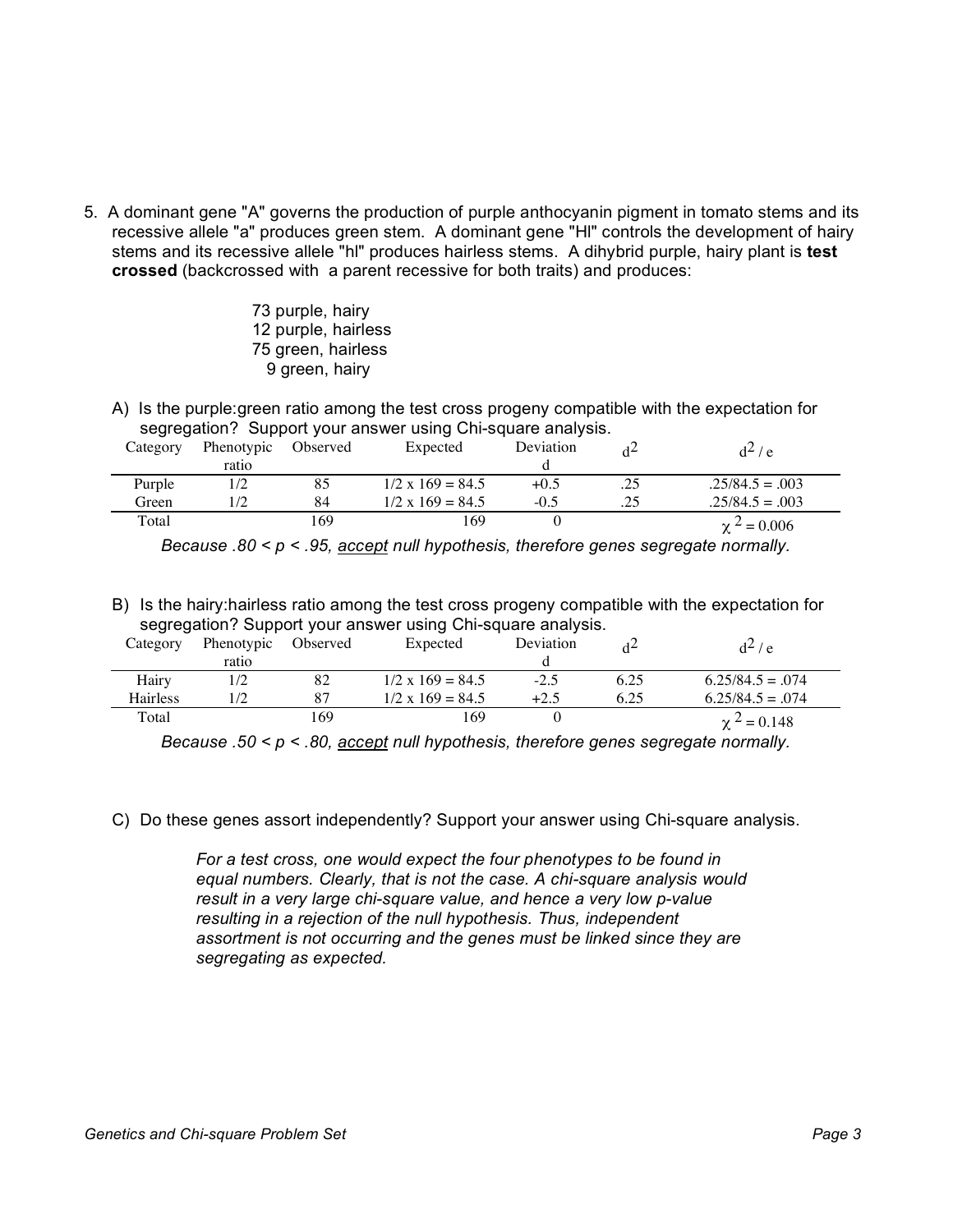5. A dominant gene "A" governs the production of purple anthocyanin pigment in tomato stems and its recessive allele "a" produces green stem. A dominant gene "Hl" controls the development of hairy stems and its recessive allele "hl" produces hairless stems. A dihybrid purple, hairy plant is **test crossed** (backcrossed with a parent recessive for both traits) and produces:

   73 purple, hairy
   12 purple, hairless
   75 green, hairless
   9 green, hairy

   A) Is the purple:green ratio among the test cross progeny compatible with the expectation for segregation? Support your answer using Chi-square analysis.

| Category | Phenotypic ratio | Observed | Expected | Deviation d | $d^2$ | $d^2 / e$ |
|---|---|---|---|---|---|---|
| Purple | 1/2 | 85 | 1/2 x 169 = 84.5 | +0.5 | .25 | .25/84.5 = .003 |
| Green | 1/2 | 84 | 1/2 x 169 = 84.5 | -0.5 | .25 | .25/84.5 = .003 |
| Total | | 169 | 169 | 0 | | $\chi^2 = 0.006$ |

*Because .80 < p < .95, accept null hypothesis, therefore genes segregate normally.*

   B) Is the hairy:hairless ratio among the test cross progeny compatible with the expectation for segregation? Support your answer using Chi-square analysis.

| Category | Phenotypic ratio | Observed | Expected | Deviation d | $d^2$ | $d^2 / e$ |
|---|---|---|---|---|---|---|
| Hairy | 1/2 | 82 | 1/2 x 169 = 84.5 | -2.5 | 6.25 | 6.25/84.5 = .074 |
| Hairless | 1/2 | 87 | 1/2 x 169 = 84.5 | +2.5 | 6.25 | 6.25/84.5 = .074 |
| Total | | 169 | 169 | 0 | | $\chi^2 = 0.148$ |

*Because .50 < p < .80, accept null hypothesis, therefore genes segregate normally.*

   C) Do these genes assort independently? Support your answer using Chi-square analysis.

*For a test cross, one would expect the four phenotypes to be found in equal numbers. Clearly, that is not the case. A chi-square analysis would result in a very large chi-square value, and hence a very low p-value resulting in a rejection of the null hypothesis. Thus, independent assortment is not occurring and the genes must be linked since they are segregating as expected.*